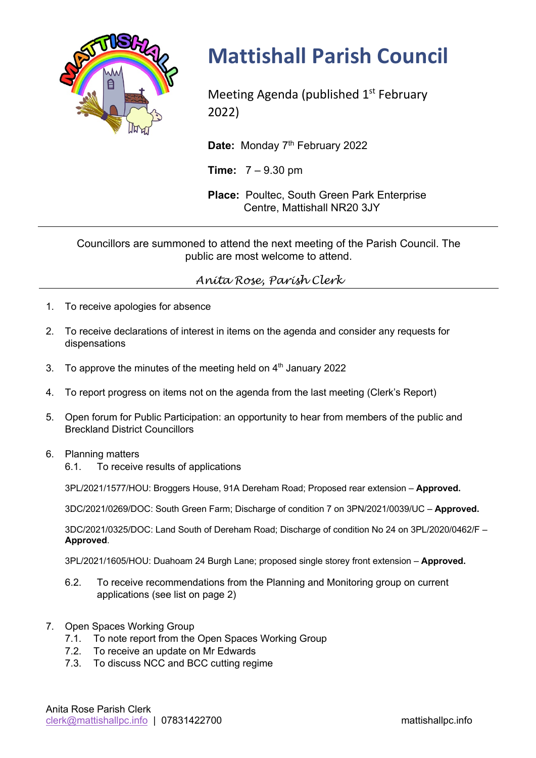# Mattishall Parish Council

Meeting Agenda (published 1st February 2022)

**Date:** Monday 7th February 2022

**Time:** 7 – 9.30 pm

**Place:** Poultec, South Green Park Enterprise Centre, Mattishall NR20 3JY

---

Councillors are summoned to attend the next meeting of the Parish Council. The public are most welcome to attend.

*Anita Rose, Parish Clerk*

---

1. To receive apologies for absence

2. To receive declarations of interest in items on the agenda and consider any requests for dispensations

3. To approve the minutes of the meeting held on 4th January 2022

4. To report progress on items not on the agenda from the last meeting (Clerk's Report)

5. Open forum for Public Participation: an opportunity to hear from members of the public and Breckland District Councillors

6. Planning matters
   6.1. To receive results of applications

   3PL/2021/1577/HOU: Broggers House, 91A Dereham Road; Proposed rear extension – **Approved.**

   3DC/2021/0269/DOC: South Green Farm; Discharge of condition 7 on 3PN/2021/0039/UC – **Approved.**

   3DC/2021/0325/DOC: Land South of Dereham Road; Discharge of condition No 24 on 3PL/2020/0462/F – **Approved**.

   3PL/2021/1605/HOU: Duahoam 24 Burgh Lane; proposed single storey front extension – **Approved.**

   6.2. To receive recommendations from the Planning and Monitoring group on current applications (see list on page 2)

7. Open Spaces Working Group
   7.1. To note report from the Open Spaces Working Group
   7.2. To receive an update on Mr Edwards
   7.3. To discuss NCC and BCC cutting regime

Anita Rose Parish Clerk
clerk@mattishallpc.info | 07831422700 mattishallpc.info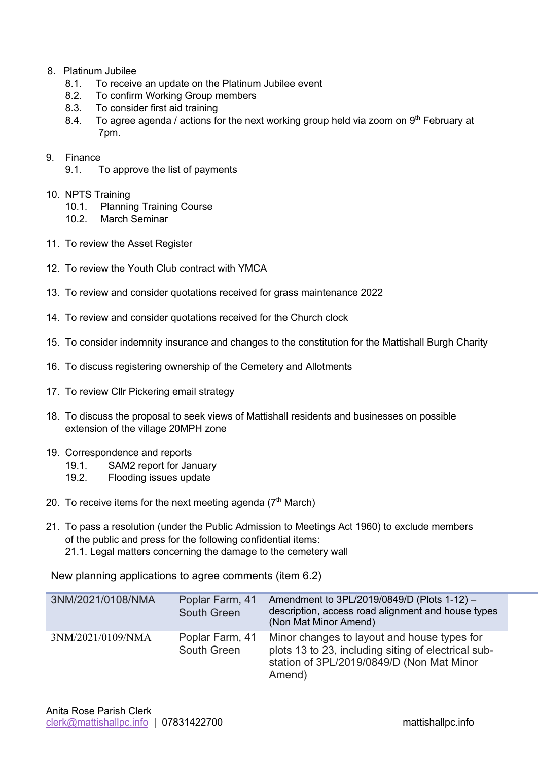8. Platinum Jubilee
    8.1. To receive an update on the Platinum Jubilee event
    8.2. To confirm Working Group members
    8.3. To consider first aid training
    8.4. To agree agenda / actions for the next working group held via zoom on 9th February at 7pm.

9. Finance
    9.1. To approve the list of payments

10. NPTS Training
    10.1. Planning Training Course
    10.2. March Seminar

11. To review the Asset Register

12. To review the Youth Club contract with YMCA

13. To review and consider quotations received for grass maintenance 2022

14. To review and consider quotations received for the Church clock

15. To consider indemnity insurance and changes to the constitution for the Mattishall Burgh Charity

16. To discuss registering ownership of the Cemetery and Allotments

17. To review Cllr Pickering email strategy

18. To discuss the proposal to seek views of Mattishall residents and businesses on possible extension of the village 20MPH zone

19. Correspondence and reports
    19.1. SAM2 report for January
    19.2. Flooding issues update

20. To receive items for the next meeting agenda (7th March)

21. To pass a resolution (under the Public Admission to Meetings Act 1960) to exclude members of the public and press for the following confidential items:
    21.1. Legal matters concerning the damage to the cemetery wall

New planning applications to agree comments (item 6.2)

| | | |
|---|---|---|
| 3NM/2021/0108/NMA | Poplar Farm, 41 South Green | Amendment to 3PL/2019/0849/D (Plots 1-12) – description, access road alignment and house types (Non Mat Minor Amend) |
| 3NM/2021/0109/NMA | Poplar Farm, 41 South Green | Minor changes to layout and house types for plots 13 to 23, including siting of electrical sub-station of 3PL/2019/0849/D (Non Mat Minor Amend) |

Anita Rose Parish Clerk
clerk@mattishallpc.info | 07831422700 mattishallpc.info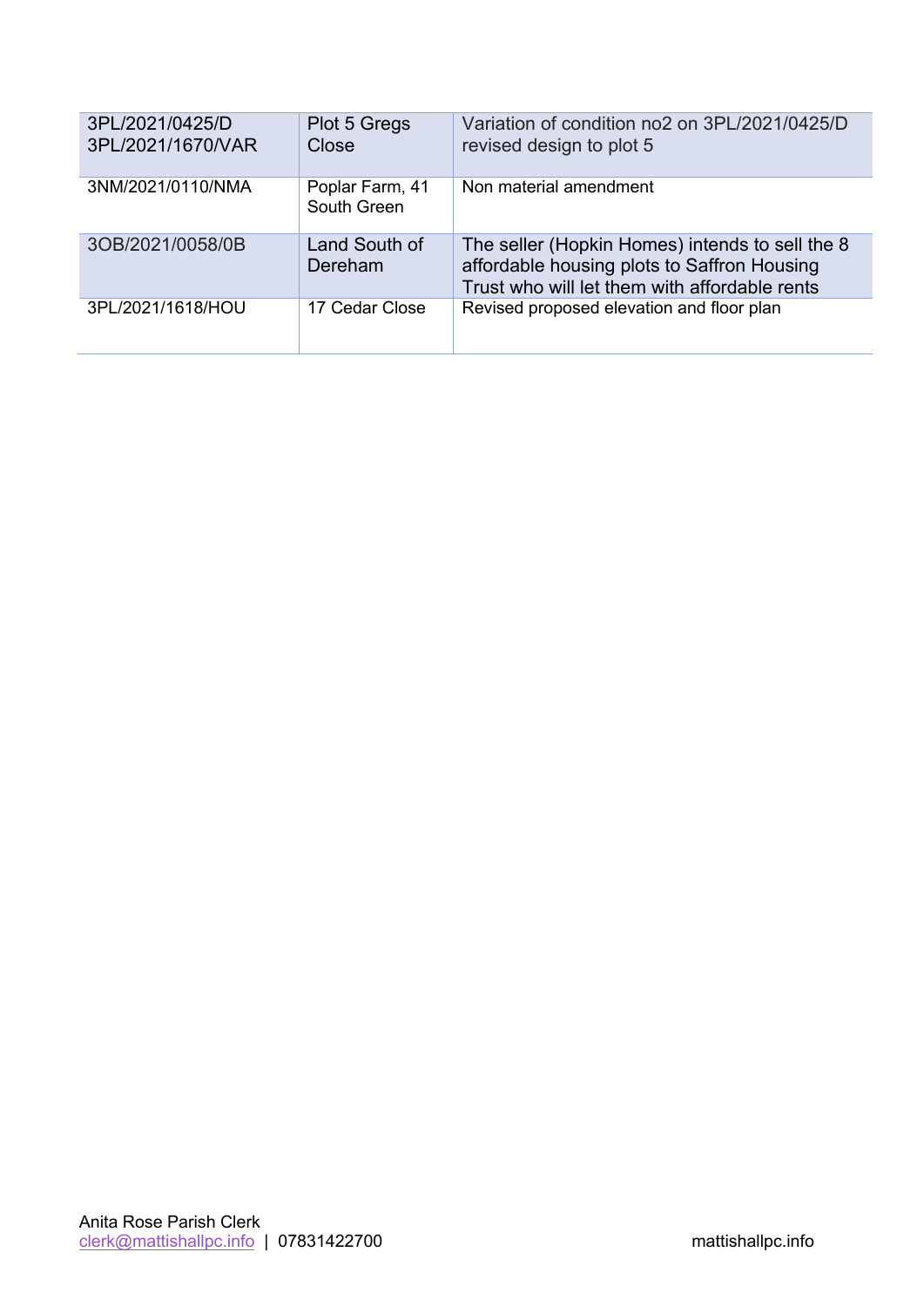| | | |
|---|---|---|
| 3PL/2021/0425/D 3PL/2021/1670/VAR | Plot 5 Gregs Close | Variation of condition no2 on 3PL/2021/0425/D revised design to plot 5 |
| 3NM/2021/0110/NMA | Poplar Farm, 41 South Green | Non material amendment |
| 3OB/2021/0058/0B | Land South of Dereham | The seller (Hopkin Homes) intends to sell the 8 affordable housing plots to Saffron Housing Trust who will let them with affordable rents |
| 3PL/2021/1618/HOU | 17 Cedar Close | Revised proposed elevation and floor plan |

Anita Rose Parish Clerk
clerk@mattishallpc.info | 07831422700

mattishallpc.info